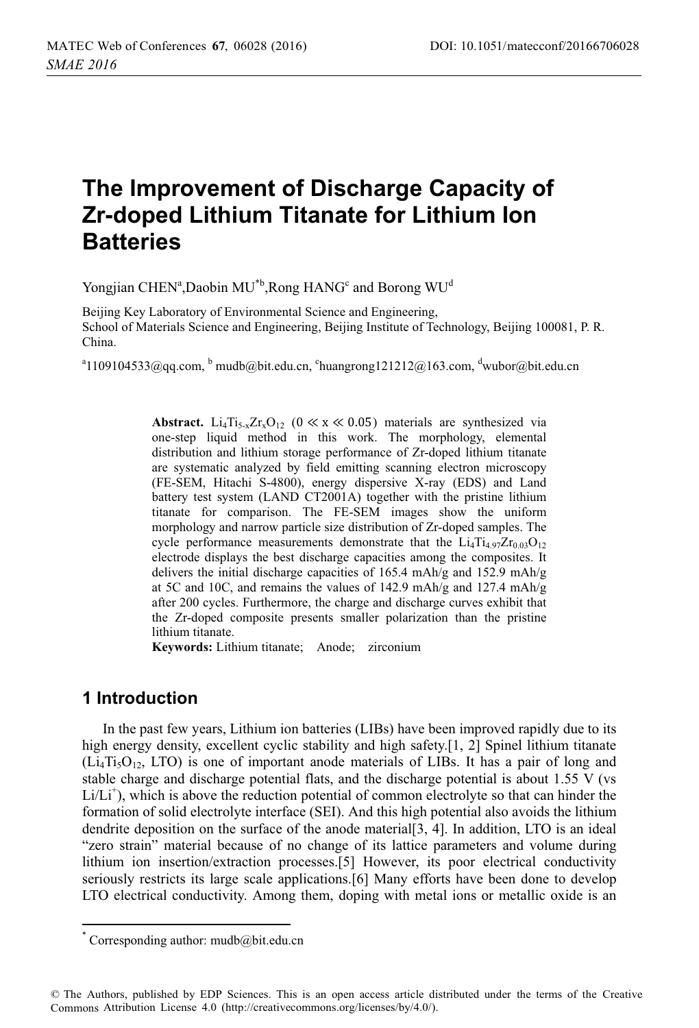# The Improvement of Discharge Capacity of Zr-doped Lithium Titanate for Lithium Ion Batteries

Yongjian CHEN[a], Daobin MU[*b], Rong HANG[c] and Borong WU[d]

Beijing Key Laboratory of Environmental Science and Engineering,
School of Materials Science and Engineering, Beijing Institute of Technology, Beijing 100081, P. R. China.

[a]1109104533@qq.com, [b] mudb@bit.edu.cn, [c]huangrong121212@163.com, [d]wubor@bit.edu.cn

**Abstract.** $Li_4Ti_{5-x}Zr_xO_{12}$ ($0 \ll x \ll 0.05$) materials are synthesized via one-step liquid method in this work. The morphology, elemental distribution and lithium storage performance of Zr-doped lithium titanate are systematic analyzed by field emitting scanning electron microscopy (FE-SEM, Hitachi S-4800), energy dispersive X-ray (EDS) and Land battery test system (LAND CT2001A) together with the pristine lithium titanate for comparison. The FE-SEM images show the uniform morphology and narrow particle size distribution of Zr-doped samples. The cycle performance measurements demonstrate that the $Li_4Ti_{4.97}Zr_{0.03}O_{12}$ electrode displays the best discharge capacities among the composites. It delivers the initial discharge capacities of 165.4 mAh/g and 152.9 mAh/g at 5C and 10C, and remains the values of 142.9 mAh/g and 127.4 mAh/g after 200 cycles. Furthermore, the charge and discharge curves exhibit that the Zr-doped composite presents smaller polarization than the pristine lithium titanate.

**Keywords:** Lithium titanate; Anode; zirconium

## 1 Introduction

In the past few years, Lithium ion batteries (LIBs) have been improved rapidly due to its high energy density, excellent cyclic stability and high safety.[1, 2] Spinel lithium titanate ($Li_4Ti_5O_{12}$, LTO) is one of important anode materials of LIBs. It has a pair of long and stable charge and discharge potential flats, and the discharge potential is about 1.55 V (vs $Li/Li^+$), which is above the reduction potential of common electrolyte so that can hinder the formation of solid electrolyte interface (SEI). And this high potential also avoids the lithium dendrite deposition on the surface of the anode material[3, 4]. In addition, LTO is an ideal "zero strain" material because of no change of its lattice parameters and volume during lithium ion insertion/extraction processes.[5] However, its poor electrical conductivity seriously restricts its large scale applications.[6] Many efforts have been done to develop LTO electrical conductivity. Among them, doping with metal ions or metallic oxide is an

[*] Corresponding author: mudb@bit.edu.cn

© The Authors, published by EDP Sciences. This is an open access article distributed under the terms of the Creative Commons Attribution License 4.0 (http://creativecommons.org/licenses/by/4.0/).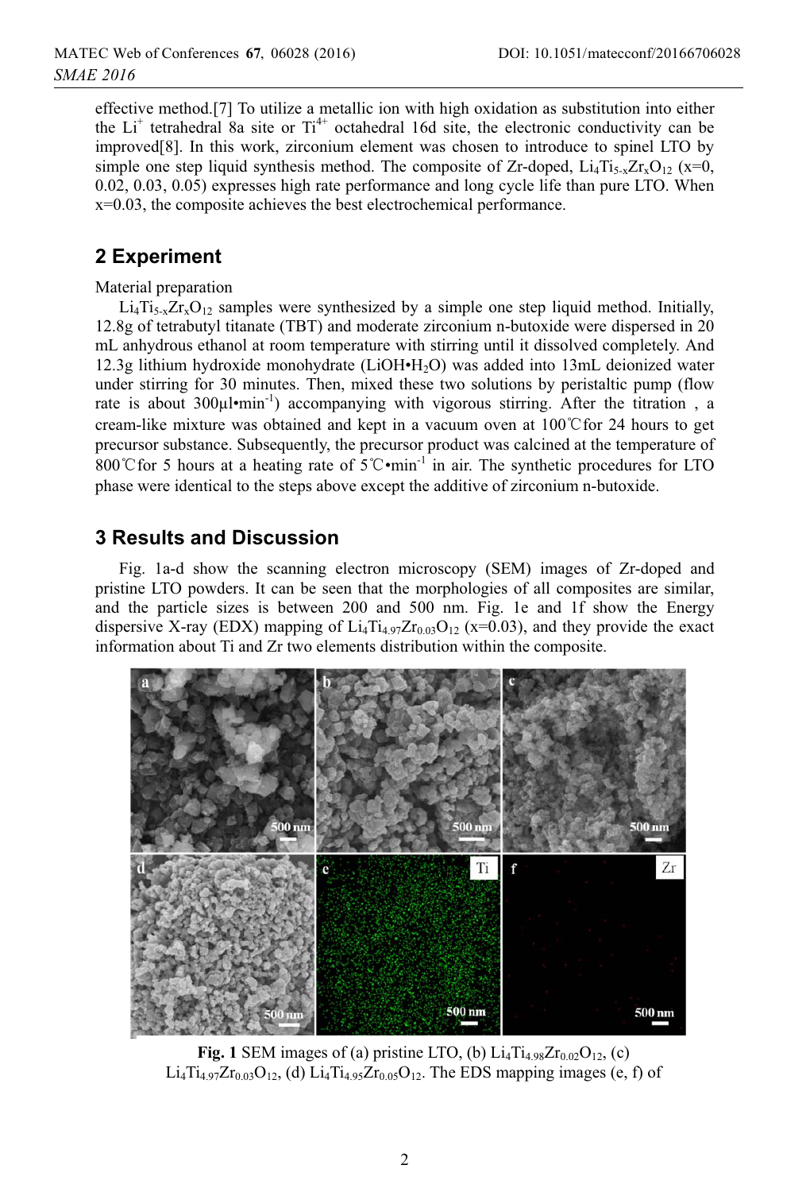effective method.[7] To utilize a metallic ion with high oxidation as substitution into either the $Li^+$ tetrahedral 8a site or $Ti^{4+}$ octahedral 16d site, the electronic conductivity can be improved[8]. In this work, zirconium element was chosen to introduce to spinel LTO by simple one step liquid synthesis method. The composite of Zr-doped, $Li_4Ti_{5-x}Zr_xO_{12}$ (x=0, 0.02, 0.03, 0.05) expresses high rate performance and long cycle life than pure LTO. When x=0.03, the composite achieves the best electrochemical performance.

## 2 Experiment

Material preparation

$Li_4Ti_{5-x}Zr_xO_{12}$ samples were synthesized by a simple one step liquid method. Initially, 12.8g of tetrabutyl titanate (TBT) and moderate zirconium n-butoxide were dispersed in 20 mL anhydrous ethanol at room temperature with stirring until it dissolved completely. And 12.3g lithium hydroxide monohydrate ($LiOH•H_2O$) was added into 13mL deionized water under stirring for 30 minutes. Then, mixed these two solutions by peristaltic pump (flow rate is about 300μl•min$^{-1}$) accompanying with vigorous stirring. After the titration , a cream-like mixture was obtained and kept in a vacuum oven at 100℃for 24 hours to get precursor substance. Subsequently, the precursor product was calcined at the temperature of 800℃for 5 hours at a heating rate of 5℃•min$^{-1}$ in air. The synthetic procedures for LTO phase were identical to the steps above except the additive of zirconium n-butoxide.

## 3 Results and Discussion

Fig. 1a-d show the scanning electron microscopy (SEM) images of Zr-doped and pristine LTO powders. It can be seen that the morphologies of all composites are similar, and the particle sizes is between 200 and 500 nm. Fig. 1e and 1f show the Energy dispersive X-ray (EDX) mapping of $Li_4Ti_{4.97}Zr_{0.03}O_{12}$ (x=0.03), and they provide the exact information about Ti and Zr two elements distribution within the composite.

**Fig. 1** SEM images of (a) pristine LTO, (b) $Li_4Ti_{4.98}Zr_{0.02}O_{12}$, (c) $Li_4Ti_{4.97}Zr_{0.03}O_{12}$, (d) $Li_4Ti_{4.95}Zr_{0.05}O_{12}$. The EDS mapping images (e, f) of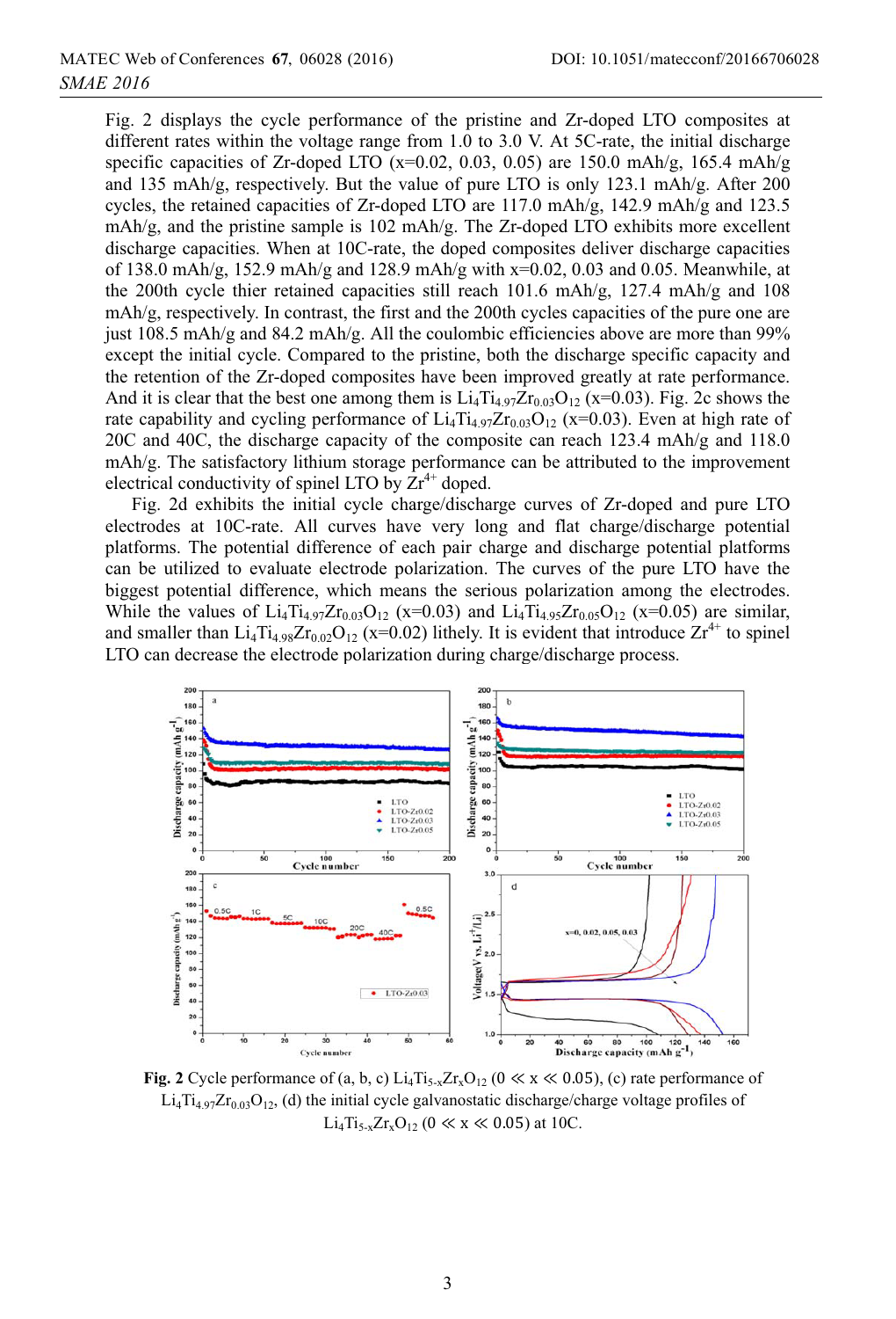Fig. 2 displays the cycle performance of the pristine and Zr-doped LTO composites at different rates within the voltage range from 1.0 to 3.0 V. At 5C-rate, the initial discharge specific capacities of Zr-doped LTO (x=0.02, 0.03, 0.05) are 150.0 mAh/g, 165.4 mAh/g and 135 mAh/g, respectively. But the value of pure LTO is only 123.1 mAh/g. After 200 cycles, the retained capacities of Zr-doped LTO are 117.0 mAh/g, 142.9 mAh/g and 123.5 mAh/g, and the pristine sample is 102 mAh/g. The Zr-doped LTO exhibits more excellent discharge capacities. When at 10C-rate, the doped composites deliver discharge capacities of 138.0 mAh/g, 152.9 mAh/g and 128.9 mAh/g with x=0.02, 0.03 and 0.05. Meanwhile, at the 200th cycle thier retained capacities still reach 101.6 mAh/g, 127.4 mAh/g and 108 mAh/g, respectively. In contrast, the first and the 200th cycles capacities of the pure one are just 108.5 mAh/g and 84.2 mAh/g. All the coulombic efficiencies above are more than 99% except the initial cycle. Compared to the pristine, both the discharge specific capacity and the retention of the Zr-doped composites have been improved greatly at rate performance. And it is clear that the best one among them is $Li_4Ti_{4.97}Zr_{0.03}O_{12}$ (x=0.03). Fig. 2c shows the rate capability and cycling performance of $Li_4Ti_{4.97}Zr_{0.03}O_{12}$ (x=0.03). Even at high rate of 20C and 40C, the discharge capacity of the composite can reach 123.4 mAh/g and 118.0 mAh/g. The satisfactory lithium storage performance can be attributed to the improvement electrical conductivity of spinel LTO by $Zr^{4+}$ doped.

Fig. 2d exhibits the initial cycle charge/discharge curves of Zr-doped and pure LTO electrodes at 10C-rate. All curves have very long and flat charge/discharge potential platforms. The potential difference of each pair charge and discharge potential platforms can be utilized to evaluate electrode polarization. The curves of the pure LTO have the biggest potential difference, which means the serious polarization among the electrodes. While the values of $Li_4Ti_{4.97}Zr_{0.03}O_{12}$ (x=0.03) and $Li_4Ti_{4.95}Zr_{0.05}O_{12}$ (x=0.05) are similar, and smaller than $Li_4Ti_{4.98}Zr_{0.02}O_{12}$ (x=0.02) lithely. It is evident that introduce $Zr^{4+}$ to spinel LTO can decrease the electrode polarization during charge/discharge process.

**Fig. 2** Cycle performance of (a, b, c) $Li_4Ti_{5-x}Zr_xO_{12}$ ($0 \ll x \ll 0.05$), (c) rate performance of $Li_4Ti_{4.97}Zr_{0.03}O_{12}$, (d) the initial cycle galvanostatic discharge/charge voltage profiles of $Li_4Ti_{5-x}Zr_xO_{12}$ ($0 \ll x \ll 0.05$) at 10C.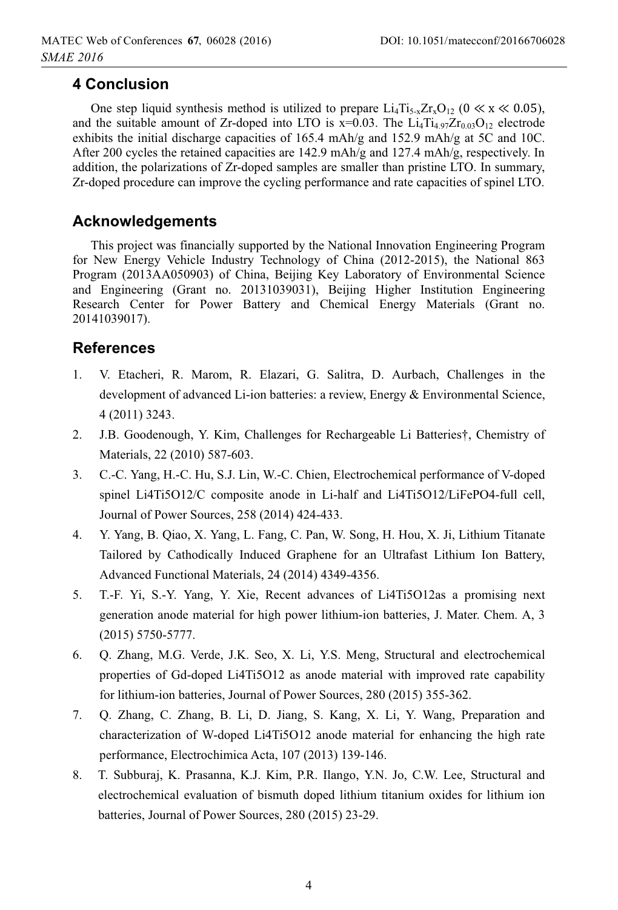## 4 Conclusion

One step liquid synthesis method is utilized to prepare $Li_4Ti_{5-x}Zr_xO_{12}$ ($0 \ll x \ll 0.05$), and the suitable amount of Zr-doped into LTO is x=0.03. The $Li_4Ti_{4.97}Zr_{0.03}O_{12}$ electrode exhibits the initial discharge capacities of 165.4 mAh/g and 152.9 mAh/g at 5C and 10C. After 200 cycles the retained capacities are 142.9 mAh/g and 127.4 mAh/g, respectively. In addition, the polarizations of Zr-doped samples are smaller than pristine LTO. In summary, Zr-doped procedure can improve the cycling performance and rate capacities of spinel LTO.

## Acknowledgements

This project was financially supported by the National Innovation Engineering Program for New Energy Vehicle Industry Technology of China (2012-2015), the National 863 Program (2013AA050903) of China, Beijing Key Laboratory of Environmental Science and Engineering (Grant no. 20131039031), Beijing Higher Institution Engineering Research Center for Power Battery and Chemical Energy Materials (Grant no. 20141039017).

## References

1. V. Etacheri, R. Marom, R. Elazari, G. Salitra, D. Aurbach, Challenges in the development of advanced Li-ion batteries: a review, Energy & Environmental Science, 4 (2011) 3243.
2. J.B. Goodenough, Y. Kim, Challenges for Rechargeable Li Batteries†, Chemistry of Materials, 22 (2010) 587-603.
3. C.-C. Yang, H.-C. Hu, S.J. Lin, W.-C. Chien, Electrochemical performance of V-doped spinel Li4Ti5O12/C composite anode in Li-half and Li4Ti5O12/LiFePO4-full cell, Journal of Power Sources, 258 (2014) 424-433.
4. Y. Yang, B. Qiao, X. Yang, L. Fang, C. Pan, W. Song, H. Hou, X. Ji, Lithium Titanate Tailored by Cathodically Induced Graphene for an Ultrafast Lithium Ion Battery, Advanced Functional Materials, 24 (2014) 4349-4356.
5. T.-F. Yi, S.-Y. Yang, Y. Xie, Recent advances of Li4Ti5O12as a promising next generation anode material for high power lithium-ion batteries, J. Mater. Chem. A, 3 (2015) 5750-5777.
6. Q. Zhang, M.G. Verde, J.K. Seo, X. Li, Y.S. Meng, Structural and electrochemical properties of Gd-doped Li4Ti5O12 as anode material with improved rate capability for lithium-ion batteries, Journal of Power Sources, 280 (2015) 355-362.
7. Q. Zhang, C. Zhang, B. Li, D. Jiang, S. Kang, X. Li, Y. Wang, Preparation and characterization of W-doped Li4Ti5O12 anode material for enhancing the high rate performance, Electrochimica Acta, 107 (2013) 139-146.
8. T. Subburaj, K. Prasanna, K.J. Kim, P.R. Ilango, Y.N. Jo, C.W. Lee, Structural and electrochemical evaluation of bismuth doped lithium titanium oxides for lithium ion batteries, Journal of Power Sources, 280 (2015) 23-29.